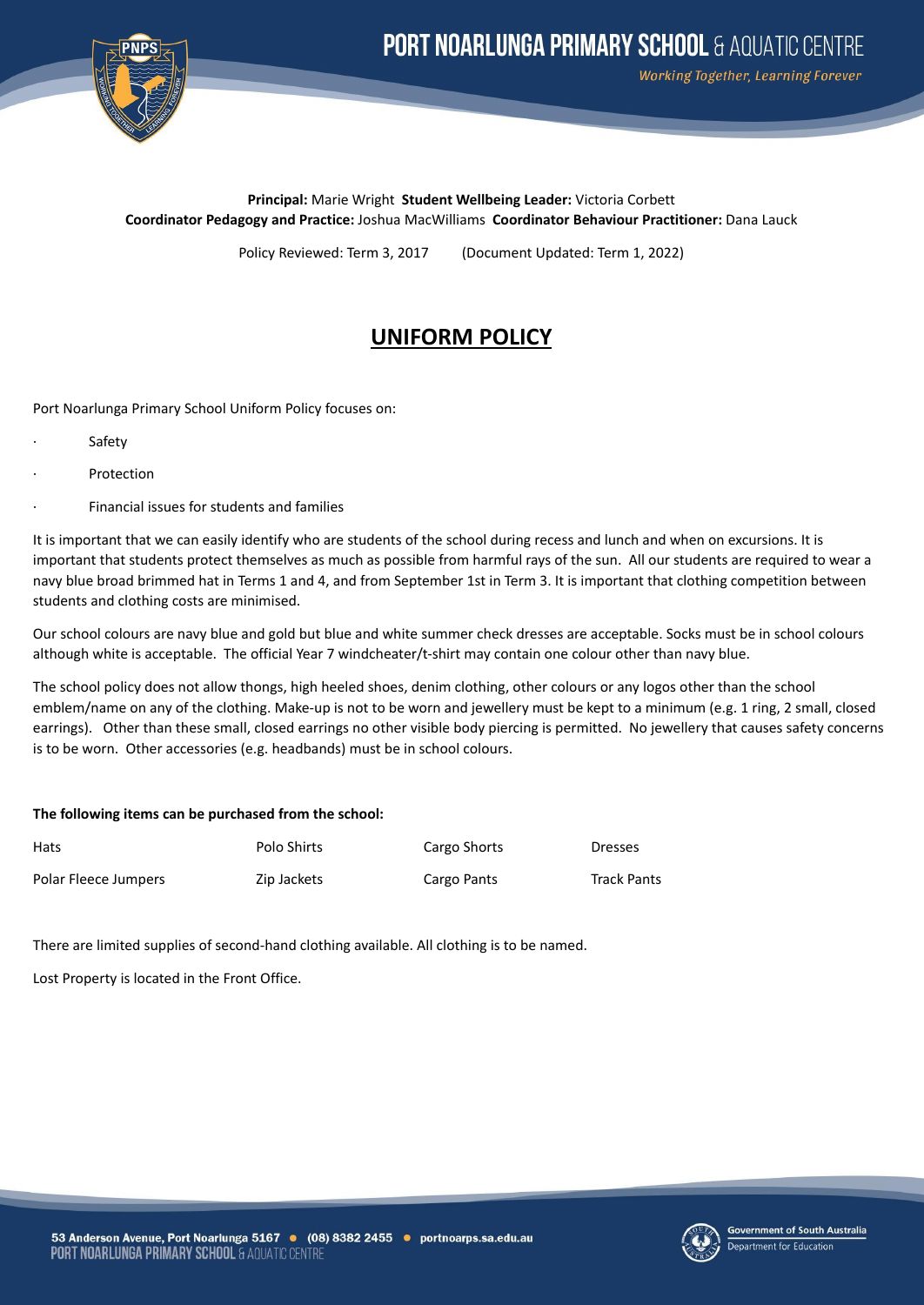**Principal:** Marie Wright **Student Wellbeing Leader:** Victoria Corbett
**Coordinator Pedagogy and Practice:** Joshua MacWilliams **Coordinator Behaviour Practitioner:** Dana Lauck

Policy Reviewed: Term 3, 2017 (Document Updated: Term 1, 2022)

# UNIFORM POLICY

Port Noarlunga Primary School Uniform Policy focuses on:

- Safety
- Protection
- Financial issues for students and families

It is important that we can easily identify who are students of the school during recess and lunch and when on excursions. It is important that students protect themselves as much as possible from harmful rays of the sun. All our students are required to wear a navy blue broad brimmed hat in Terms 1 and 4, and from September 1st in Term 3. It is important that clothing competition between students and clothing costs are minimised.

Our school colours are navy blue and gold but blue and white summer check dresses are acceptable. Socks must be in school colours although white is acceptable. The official Year 7 windcheater/t-shirt may contain one colour other than navy blue.

The school policy does not allow thongs, high heeled shoes, denim clothing, other colours or any logos other than the school emblem/name on any of the clothing. Make-up is not to be worn and jewellery must be kept to a minimum (e.g. 1 ring, 2 small, closed earrings). Other than these small, closed earrings no other visible body piercing is permitted. No jewellery that causes safety concerns is to be worn. Other accessories (e.g. headbands) must be in school colours.

**The following items can be purchased from the school:**

| | | | |
|---|---|---|---|
| Hats | Polo Shirts | Cargo Shorts | Dresses |
| Polar Fleece Jumpers | Zip Jackets | Cargo Pants | Track Pants |

There are limited supplies of second-hand clothing available. All clothing is to be named.

Lost Property is located in the Front Office.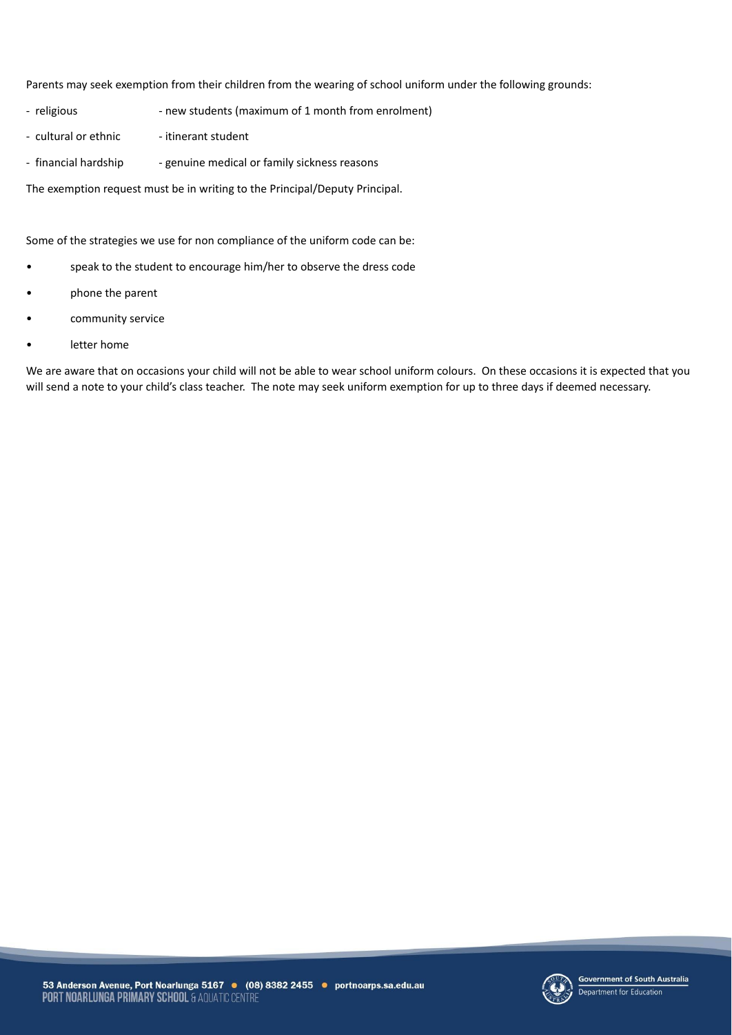Parents may seek exemption from their children from the wearing of school uniform under the following grounds:

- religious
- cultural or ethnic
- financial hardship
- new students (maximum of 1 month from enrolment)
- itinerant student
- genuine medical or family sickness reasons

The exemption request must be in writing to the Principal/Deputy Principal.

Some of the strategies we use for non compliance of the uniform code can be:

- speak to the student to encourage him/her to observe the dress code
- phone the parent
- community service
- letter home

We are aware that on occasions your child will not be able to wear school uniform colours. On these occasions it is expected that you will send a note to your child's class teacher. The note may seek uniform exemption for up to three days if deemed necessary.